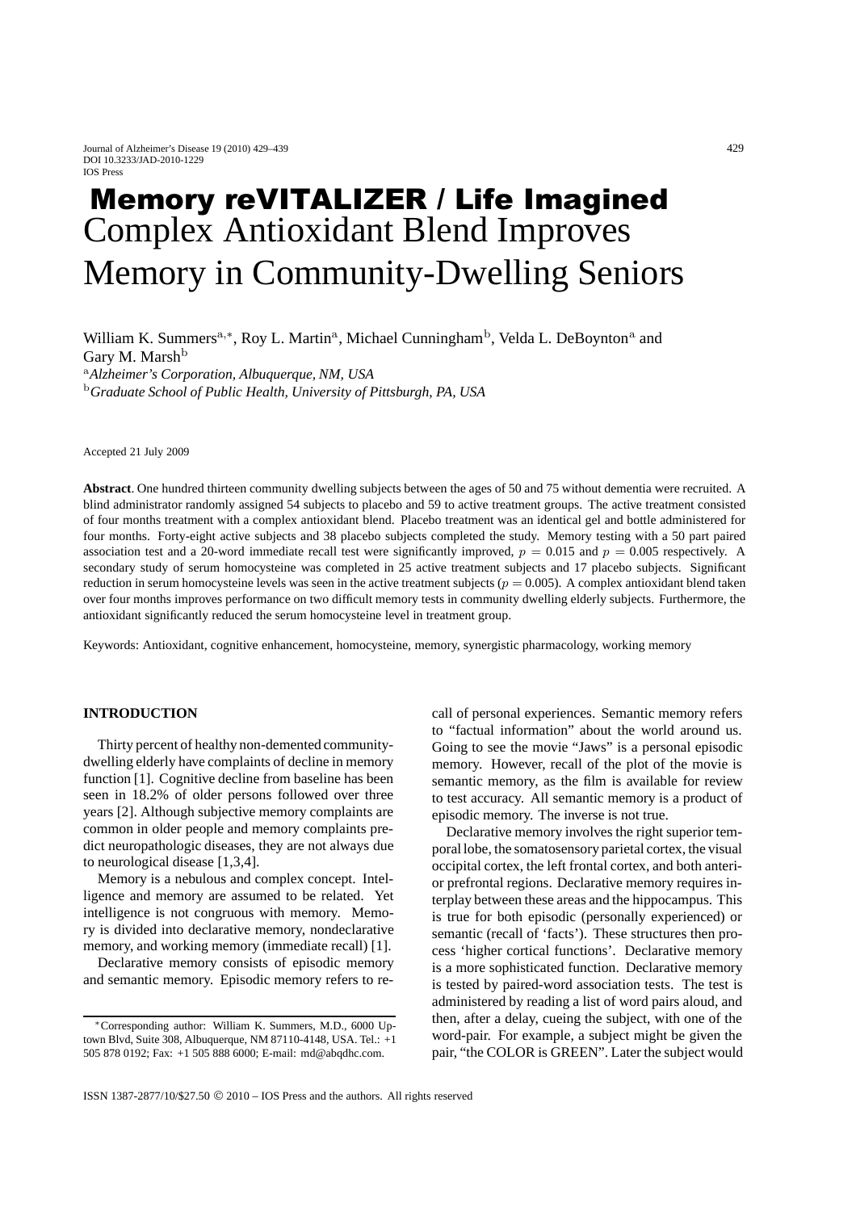# Memory reVITALIZER / Life Imagined

# Complex Antioxidant Blend Improves Memory in Community-Dwelling Seniors

William K. Summers[a,*], Roy L. Martin[a], Michael Cunningham[b], Velda L. DeBoynton[a] and Gary M. Marsh[b]

[a]*Alzheimer's Corporation, Albuquerque, NM, USA*

[b]*Graduate School of Public Health, University of Pittsburgh, PA, USA*

Accepted 21 July 2009

**Abstract**. One hundred thirteen community dwelling subjects between the ages of 50 and 75 without dementia were recruited. A blind administrator randomly assigned 54 subjects to placebo and 59 to active treatment groups. The active treatment consisted of four months treatment with a complex antioxidant blend. Placebo treatment was an identical gel and bottle administered for four months. Forty-eight active subjects and 38 placebo subjects completed the study. Memory testing with a 50 part paired association test and a 20-word immediate recall test were significantly improved, $p = 0.015$ and $p = 0.005$ respectively. A secondary study of serum homocysteine was completed in 25 active treatment subjects and 17 placebo subjects. Significant reduction in serum homocysteine levels was seen in the active treatment subjects ($p = 0.005$). A complex antioxidant blend taken over four months improves performance on two difficult memory tests in community dwelling elderly subjects. Furthermore, the antioxidant significantly reduced the serum homocysteine level in treatment group.

Keywords: Antioxidant, cognitive enhancement, homocysteine, memory, synergistic pharmacology, working memory

## INTRODUCTION

Thirty percent of healthy non-demented community-dwelling elderly have complaints of decline in memory function [1]. Cognitive decline from baseline has been seen in 18.2% of older persons followed over three years [2]. Although subjective memory complaints are common in older people and memory complaints predict neuropathologic diseases, they are not always due to neurological disease [1,3,4].

Memory is a nebulous and complex concept. Intelligence and memory are assumed to be related. Yet intelligence is not congruous with memory. Memory is divided into declarative memory, nondeclarative memory, and working memory (immediate recall) [1].

Declarative memory consists of episodic memory and semantic memory. Episodic memory refers to recall of personal experiences. Semantic memory refers to "factual information" about the world around us. Going to see the movie "Jaws" is a personal episodic memory. However, recall of the plot of the movie is semantic memory, as the film is available for review to test accuracy. All semantic memory is a product of episodic memory. The inverse is not true.

Declarative memory involves the right superior temporal lobe, the somatosensory parietal cortex, the visual occipital cortex, the left frontal cortex, and both anterior prefrontal regions. Declarative memory requires interplay between these areas and the hippocampus. This is true for both episodic (personally experienced) or semantic (recall of 'facts'). These structures then process 'higher cortical functions'. Declarative memory is a more sophisticated function. Declarative memory is tested by paired-word association tests. The test is administered by reading a list of word pairs aloud, and then, after a delay, cueing the subject, with one of the word-pair. For example, a subject might be given the pair, "the COLOR is GREEN". Later the subject would

---

*Corresponding author: William K. Summers, M.D., 6000 Uptown Blvd, Suite 308, Albuquerque, NM 87110-4148, USA. Tel.: +1 505 878 0192; Fax: +1 505 888 6000; E-mail: md@abqdhc.com.

ISSN 1387-2877/10/$27.50 © 2010 – IOS Press and the authors. All rights reserved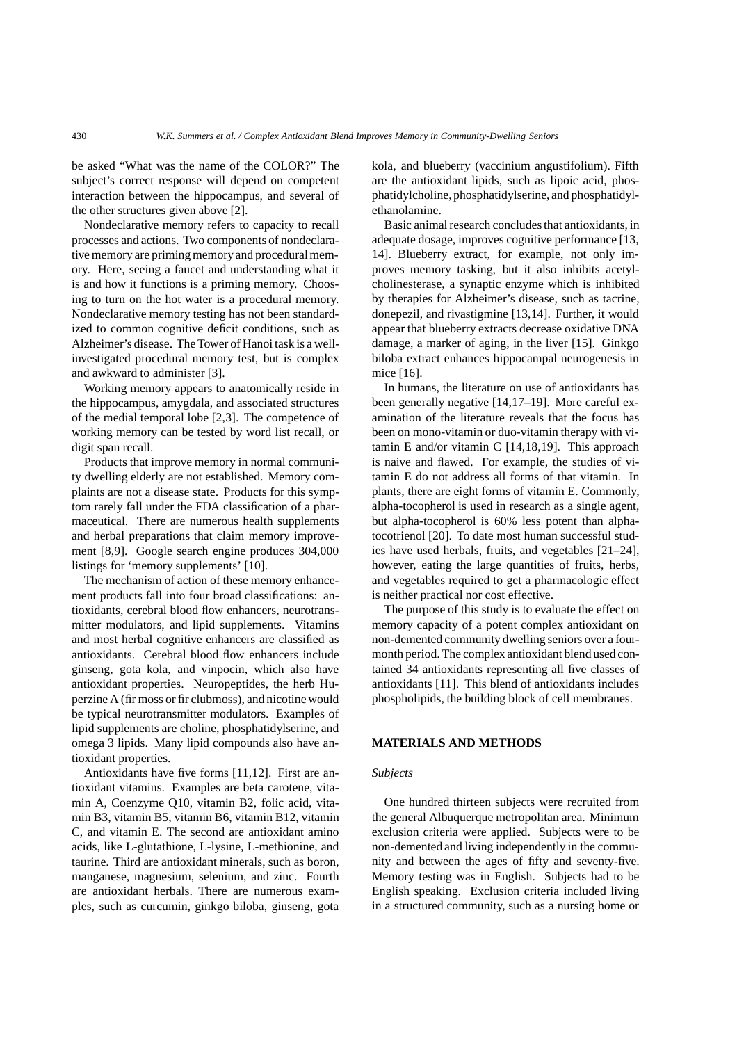be asked "What was the name of the COLOR?" The subject's correct response will depend on competent interaction between the hippocampus, and several of the other structures given above [2].

Nondeclarative memory refers to capacity to recall processes and actions. Two components of nondeclarative memory are priming memory and procedural memory. Here, seeing a faucet and understanding what it is and how it functions is a priming memory. Choosing to turn on the hot water is a procedural memory. Nondeclarative memory testing has not been standardized to common cognitive deficit conditions, such as Alzheimer's disease. The Tower of Hanoi task is a well-investigated procedural memory test, but is complex and awkward to administer [3].

Working memory appears to anatomically reside in the hippocampus, amygdala, and associated structures of the medial temporal lobe [2,3]. The competence of working memory can be tested by word list recall, or digit span recall.

Products that improve memory in normal community dwelling elderly are not established. Memory complaints are not a disease state. Products for this symptom rarely fall under the FDA classification of a pharmaceutical. There are numerous health supplements and herbal preparations that claim memory improvement [8,9]. Google search engine produces 304,000 listings for 'memory supplements' [10].

The mechanism of action of these memory enhancement products fall into four broad classifications: antioxidants, cerebral blood flow enhancers, neurotransmitter modulators, and lipid supplements. Vitamins and most herbal cognitive enhancers are classified as antioxidants. Cerebral blood flow enhancers include ginseng, gota kola, and vinpocin, which also have antioxidant properties. Neuropeptides, the herb Huperzine A (fir moss or fir clubmoss), and nicotine would be typical neurotransmitter modulators. Examples of lipid supplements are choline, phosphatidylserine, and omega 3 lipids. Many lipid compounds also have antioxidant properties.

Antioxidants have five forms [11,12]. First are antioxidant vitamins. Examples are beta carotene, vitamin A, Coenzyme Q10, vitamin B2, folic acid, vitamin B3, vitamin B5, vitamin B6, vitamin B12, vitamin C, and vitamin E. The second are antioxidant amino acids, like L-glutathione, L-lysine, L-methionine, and taurine. Third are antioxidant minerals, such as boron, manganese, magnesium, selenium, and zinc. Fourth are antioxidant herbals. There are numerous examples, such as curcumin, ginkgo biloba, ginseng, gota kola, and blueberry (vaccinium angustifolium). Fifth are the antioxidant lipids, such as lipoic acid, phosphatidylcholine, phosphatidylserine, and phosphatidylethanolamine.

Basic animal research concludes that antioxidants, in adequate dosage, improves cognitive performance [13, 14]. Blueberry extract, for example, not only improves memory tasking, but it also inhibits acetylcholinesterase, a synaptic enzyme which is inhibited by therapies for Alzheimer's disease, such as tacrine, donepezil, and rivastigmine [13,14]. Further, it would appear that blueberry extracts decrease oxidative DNA damage, a marker of aging, in the liver [15]. Ginkgo biloba extract enhances hippocampal neurogenesis in mice [16].

In humans, the literature on use of antioxidants has been generally negative [14,17–19]. More careful examination of the literature reveals that the focus has been on mono-vitamin or duo-vitamin therapy with vitamin E and/or vitamin C [14,18,19]. This approach is naive and flawed. For example, the studies of vitamin E do not address all forms of that vitamin. In plants, there are eight forms of vitamin E. Commonly, alpha-tocopherol is used in research as a single agent, but alpha-tocopherol is 60% less potent than alpha-tocotrienol [20]. To date most human successful studies have used herbals, fruits, and vegetables [21–24], however, eating the large quantities of fruits, herbs, and vegetables required to get a pharmacologic effect is neither practical nor cost effective.

The purpose of this study is to evaluate the effect on memory capacity of a potent complex antioxidant on non-demented community dwelling seniors over a four-month period. The complex antioxidant blend used contained 34 antioxidants representing all five classes of antioxidants [11]. This blend of antioxidants includes phospholipids, the building block of cell membranes.

## MATERIALS AND METHODS

### *Subjects*

One hundred thirteen subjects were recruited from the general Albuquerque metropolitan area. Minimum exclusion criteria were applied. Subjects were to be non-demented and living independently in the community and between the ages of fifty and seventy-five. Memory testing was in English. Subjects had to be English speaking. Exclusion criteria included living in a structured community, such as a nursing home or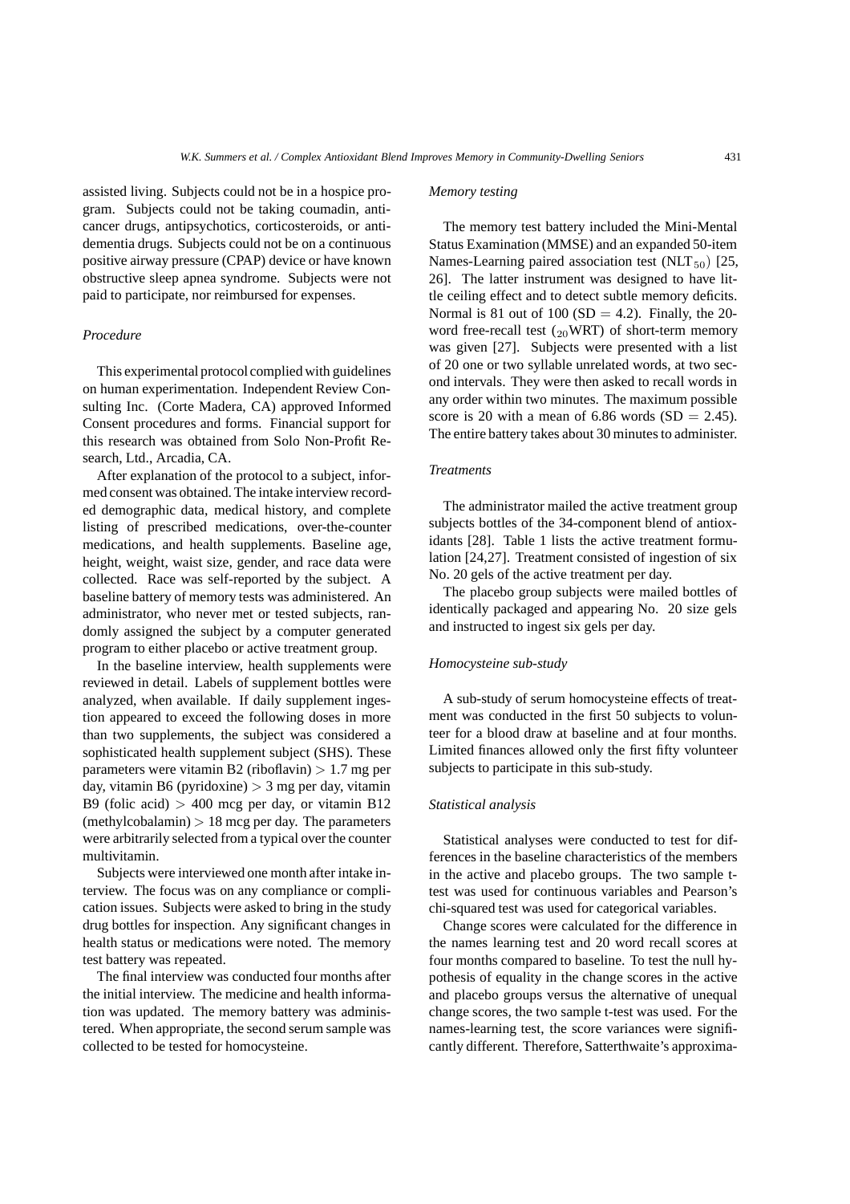assisted living. Subjects could not be in a hospice program. Subjects could not be taking coumadin, anticancer drugs, antipsychotics, corticosteroids, or antidementia drugs. Subjects could not be on a continuous positive airway pressure (CPAP) device or have known obstructive sleep apnea syndrome. Subjects were not paid to participate, nor reimbursed for expenses.

### *Procedure*

This experimental protocol complied with guidelines on human experimentation. Independent Review Consulting Inc. (Corte Madera, CA) approved Informed Consent procedures and forms. Financial support for this research was obtained from Solo Non-Profit Research, Ltd., Arcadia, CA.

After explanation of the protocol to a subject, informed consent was obtained. The intake interview recorded demographic data, medical history, and complete listing of prescribed medications, over-the-counter medications, and health supplements. Baseline age, height, weight, waist size, gender, and race data were collected. Race was self-reported by the subject. A baseline battery of memory tests was administered. An administrator, who never met or tested subjects, randomly assigned the subject by a computer generated program to either placebo or active treatment group.

In the baseline interview, health supplements were reviewed in detail. Labels of supplement bottles were analyzed, when available. If daily supplement ingestion appeared to exceed the following doses in more than two supplements, the subject was considered a sophisticated health supplement subject (SHS). These parameters were vitamin B2 (riboflavin) $> 1.7$ mg per day, vitamin B6 (pyridoxine) $> 3$ mg per day, vitamin B9 (folic acid) $> 400$ mcg per day, or vitamin B12 (methylcobalamin) $> 18$ mcg per day. The parameters were arbitrarily selected from a typical over the counter multivitamin.

Subjects were interviewed one month after intake interview. The focus was on any compliance or complication issues. Subjects were asked to bring in the study drug bottles for inspection. Any significant changes in health status or medications were noted. The memory test battery was repeated.

The final interview was conducted four months after the initial interview. The medicine and health information was updated. The memory battery was administered. When appropriate, the second serum sample was collected to be tested for homocysteine.

### *Memory testing*

The memory test battery included the Mini-Mental Status Examination (MMSE) and an expanded 50-item Names-Learning paired association test ($NLT_{50}$) [25, 26]. The latter instrument was designed to have little ceiling effect and to detect subtle memory deficits. Normal is 81 out of 100 (SD $= 4.2$). Finally, the 20-word free-recall test ($_{20}$WRT) of short-term memory was given [27]. Subjects were presented with a list of 20 one or two syllable unrelated words, at two second intervals. They were then asked to recall words in any order within two minutes. The maximum possible score is 20 with a mean of 6.86 words (SD $= 2.45$). The entire battery takes about 30 minutes to administer.

### *Treatments*

The administrator mailed the active treatment group subjects bottles of the 34-component blend of antioxidants [28]. Table 1 lists the active treatment formulation [24,27]. Treatment consisted of ingestion of six No. 20 gels of the active treatment per day.

The placebo group subjects were mailed bottles of identically packaged and appearing No. 20 size gels and instructed to ingest six gels per day.

### *Homocysteine sub-study*

A sub-study of serum homocysteine effects of treatment was conducted in the first 50 subjects to volunteer for a blood draw at baseline and at four months. Limited finances allowed only the first fifty volunteer subjects to participate in this sub-study.

### *Statistical analysis*

Statistical analyses were conducted to test for differences in the baseline characteristics of the members in the active and placebo groups. The two sample t-test was used for continuous variables and Pearson's chi-squared test was used for categorical variables.

Change scores were calculated for the difference in the names learning test and 20 word recall scores at four months compared to baseline. To test the null hypothesis of equality in the change scores in the active and placebo groups versus the alternative of unequal change scores, the two sample t-test was used. For the names-learning test, the score variances were significantly different. Therefore, Satterthwaite's approxima-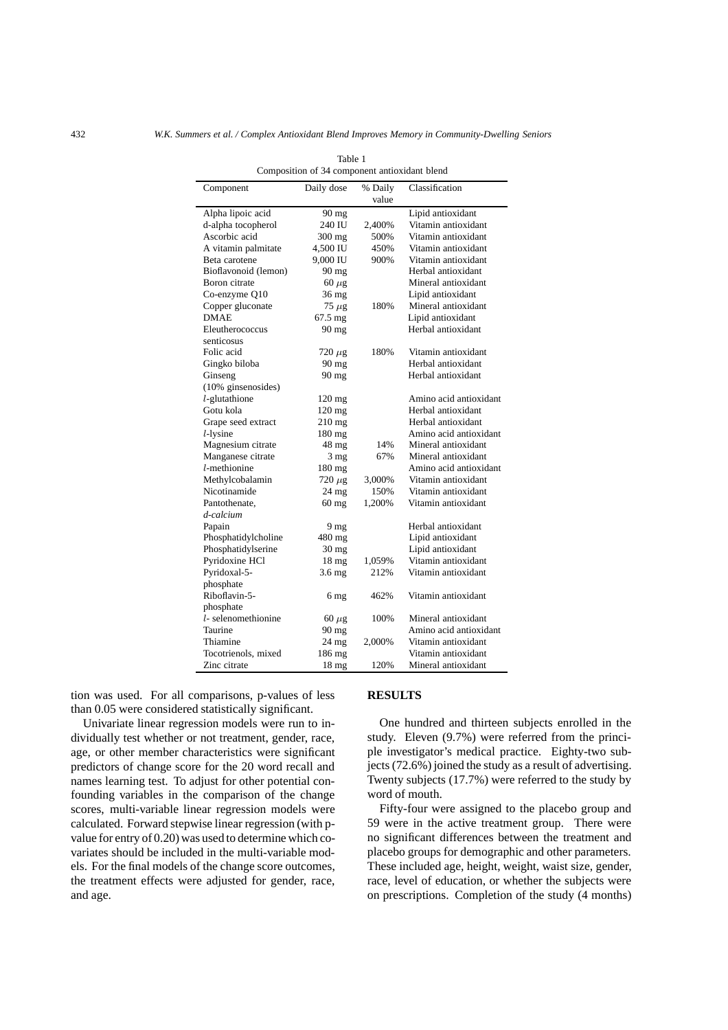Table 1
Composition of 34 component antioxidant blend

| Component | Daily dose | % Daily value | Classification |
|---|---|---|---|
| Alpha lipoic acid | 90 mg | | Lipid antioxidant |
| d-alpha tocopherol | 240 IU | 2,400% | Vitamin antioxidant |
| Ascorbic acid | 300 mg | 500% | Vitamin antioxidant |
| A vitamin palmitate | 4,500 IU | 450% | Vitamin antioxidant |
| Beta carotene | 9,000 IU | 900% | Vitamin antioxidant |
| Bioflavonoid (lemon) | 90 mg | | Herbal antioxidant |
| Boron citrate | 60 $\mu$g | | Mineral antioxidant |
| Co-enzyme Q10 | 36 mg | | Lipid antioxidant |
| Copper gluconate | 75 $\mu$g | 180% | Mineral antioxidant |
| DMAE | 67.5 mg | | Lipid antioxidant |
| Eleutherococcus senticosus | 90 mg | | Herbal antioxidant |
| Folic acid | 720 $\mu$g | 180% | Vitamin antioxidant |
| Gingko biloba | 90 mg | | Herbal antioxidant |
| Ginseng (10% ginsenosides) | 90 mg | | Herbal antioxidant |
| *l*-glutathione | 120 mg | | Amino acid antioxidant |
| Gotu kola | 120 mg | | Herbal antioxidant |
| Grape seed extract | 210 mg | | Herbal antioxidant |
| *l*-lysine | 180 mg | | Amino acid antioxidant |
| Magnesium citrate | 48 mg | 14% | Mineral antioxidant |
| Manganese citrate | 3 mg | 67% | Mineral antioxidant |
| *l*-methionine | 180 mg | | Amino acid antioxidant |
| Methylcobalamin | 720 $\mu$g | 3,000% | Vitamin antioxidant |
| Nicotinamide | 24 mg | 150% | Vitamin antioxidant |
| Pantothenate, *d-calcium* | 60 mg | 1,200% | Vitamin antioxidant |
| Papain | 9 mg | | Herbal antioxidant |
| Phosphatidylcholine | 480 mg | | Lipid antioxidant |
| Phosphatidylserine | 30 mg | | Lipid antioxidant |
| Pyridoxine HCl | 18 mg | 1,059% | Vitamin antioxidant |
| Pyridoxal-5-phosphate | 3.6 mg | 212% | Vitamin antioxidant |
| Riboflavin-5-phosphate | 6 mg | 462% | Vitamin antioxidant |
| *l*- selenomethionine | 60 $\mu$g | 100% | Mineral antioxidant |
| Taurine | 90 mg | | Amino acid antioxidant |
| Thiamine | 24 mg | 2,000% | Vitamin antioxidant |
| Tocotrienols, mixed | 186 mg | | Vitamin antioxidant |
| Zinc citrate | 18 mg | 120% | Mineral antioxidant |

tion was used. For all comparisons, p-values of less than 0.05 were considered statistically significant.

Univariate linear regression models were run to individually test whether or not treatment, gender, race, age, or other member characteristics were significant predictors of change score for the 20 word recall and names learning test. To adjust for other potential confounding variables in the comparison of the change scores, multi-variable linear regression models were calculated. Forward stepwise linear regression (with p-value for entry of 0.20) was used to determine which covariates should be included in the multi-variable models. For the final models of the change score outcomes, the treatment effects were adjusted for gender, race, and age.

## RESULTS

One hundred and thirteen subjects enrolled in the study. Eleven (9.7%) were referred from the principle investigator's medical practice. Eighty-two subjects (72.6%) joined the study as a result of advertising. Twenty subjects (17.7%) were referred to the study by word of mouth.

Fifty-four were assigned to the placebo group and 59 were in the active treatment group. There were no significant differences between the treatment and placebo groups for demographic and other parameters. These included age, height, weight, waist size, gender, race, level of education, or whether the subjects were on prescriptions. Completion of the study (4 months)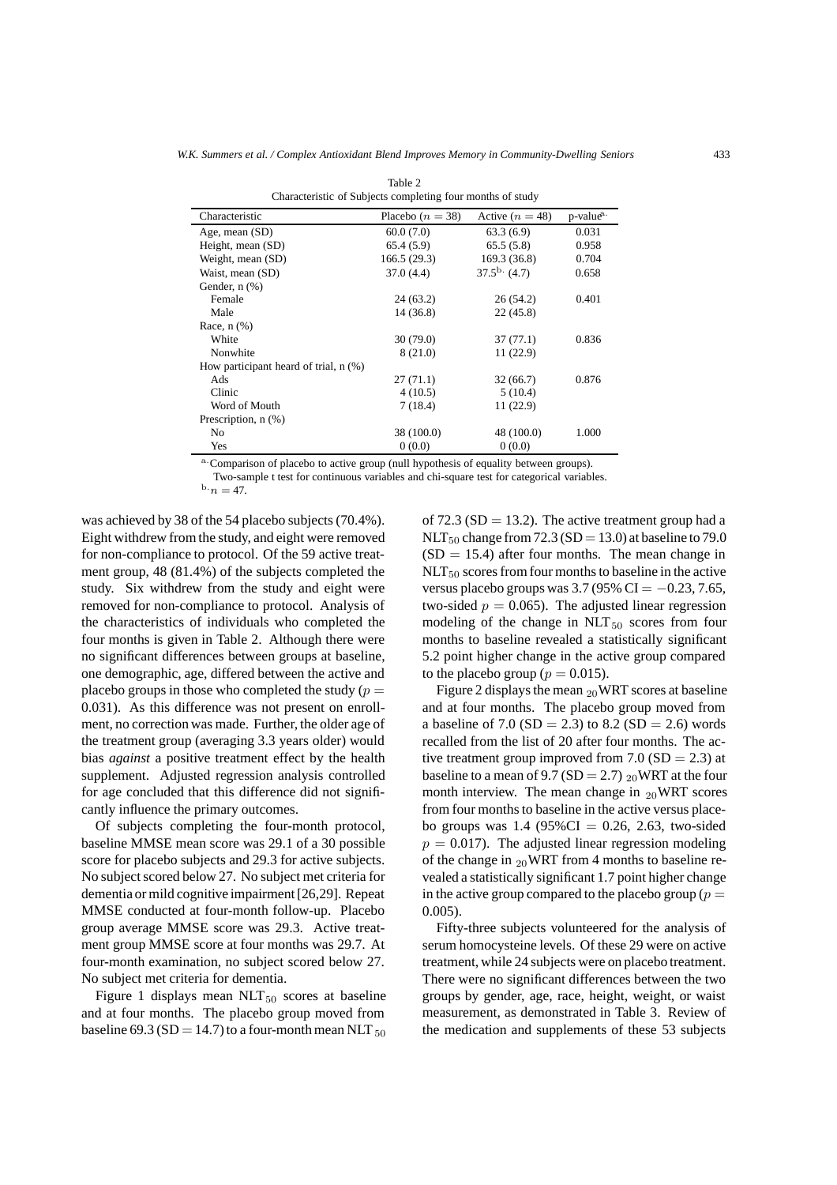Table 2
Characteristic of Subjects completing four months of study

| Characteristic | Placebo ($n = 38$) | Active ($n = 48$) | p-value[a] |
|---|---|---|---|
| Age, mean (SD) | 60.0 (7.0) | 63.3 (6.9) | 0.031 |
| Height, mean (SD) | 65.4 (5.9) | 65.5 (5.8) | 0.958 |
| Weight, mean (SD) | 166.5 (29.3) | 169.3 (36.8) | 0.704 |
| Waist, mean (SD) | 37.0 (4.4) | 37.5[b] (4.7) | 0.658 |
| Gender, n (%) | | | |
| Female | 24 (63.2) | 26 (54.2) | 0.401 |
| Male | 14 (36.8) | 22 (45.8) | |
| Race, n (%) | | | |
| White | 30 (79.0) | 37 (77.1) | 0.836 |
| Nonwhite | 8 (21.0) | 11 (22.9) | |
| How participant heard of trial, n (%) | | | |
| Ads | 27 (71.1) | 32 (66.7) | 0.876 |
| Clinic | 4 (10.5) | 5 (10.4) | |
| Word of Mouth | 7 (18.4) | 11 (22.9) | |
| Prescription, n (%) | | | |
| No | 38 (100.0) | 48 (100.0) | 1.000 |
| Yes | 0 (0.0) | 0 (0.0) | |

[a] Comparison of placebo to active group (null hypothesis of equality between groups). Two-sample t test for continuous variables and chi-square test for categorical variables.
[b] $n = 47$.

was achieved by 38 of the 54 placebo subjects (70.4%). Eight withdrew from the study, and eight were removed for non-compliance to protocol. Of the 59 active treatment group, 48 (81.4%) of the subjects completed the study. Six withdrew from the study and eight were removed for non-compliance to protocol. Analysis of the characteristics of individuals who completed the four months is given in Table 2. Although there were no significant differences between groups at baseline, one demographic, age, differed between the active and placebo groups in those who completed the study ($p = 0.031$). As this difference was not present on enrollment, no correction was made. Further, the older age of the treatment group (averaging 3.3 years older) would bias *against* a positive treatment effect by the health supplement. Adjusted regression analysis controlled for age concluded that this difference did not significantly influence the primary outcomes.

Of subjects completing the four-month protocol, baseline MMSE mean score was 29.1 of a 30 possible score for placebo subjects and 29.3 for active subjects. No subject scored below 27. No subject met criteria for dementia or mild cognitive impairment [26,29]. Repeat MMSE conducted at four-month follow-up. Placebo group average MMSE score was 29.3. Active treatment group MMSE score at four months was 29.7. At four-month examination, no subject scored below 27. No subject met criteria for dementia.

Figure 1 displays mean $NLT_{50}$ scores at baseline and at four months. The placebo group moved from baseline 69.3 (SD = 14.7) to a four-month mean $NLT_{50}$ of 72.3 (SD = 13.2). The active treatment group had a $NLT_{50}$ change from 72.3 (SD = 13.0) at baseline to 79.0 (SD = 15.4) after four months. The mean change in $NLT_{50}$ scores from four months to baseline in the active versus placebo groups was 3.7 (95% CI = −0.23, 7.65, two-sided $p = 0.065$). The adjusted linear regression modeling of the change in $NLT_{50}$ scores from four months to baseline revealed a statistically significant 5.2 point higher change in the active group compared to the placebo group ($p = 0.015$).

Figure 2 displays the mean $_{20}$WRT scores at baseline and at four months. The placebo group moved from a baseline of 7.0 (SD = 2.3) to 8.2 (SD = 2.6) words recalled from the list of 20 after four months. The active treatment group improved from 7.0 (SD = 2.3) at baseline to a mean of 9.7 (SD = 2.7) $_{20}$WRT at the four month interview. The mean change in $_{20}$WRT scores from four months to baseline in the active versus placebo groups was 1.4 (95%CI = 0.26, 2.63, two-sided $p = 0.017$). The adjusted linear regression modeling of the change in $_{20}$WRT from 4 months to baseline revealed a statistically significant 1.7 point higher change in the active group compared to the placebo group ($p = 0.005$).

Fifty-three subjects volunteered for the analysis of serum homocysteine levels. Of these 29 were on active treatment, while 24 subjects were on placebo treatment. There were no significant differences between the two groups by gender, age, race, height, weight, or waist measurement, as demonstrated in Table 3. Review of the medication and supplements of these 53 subjects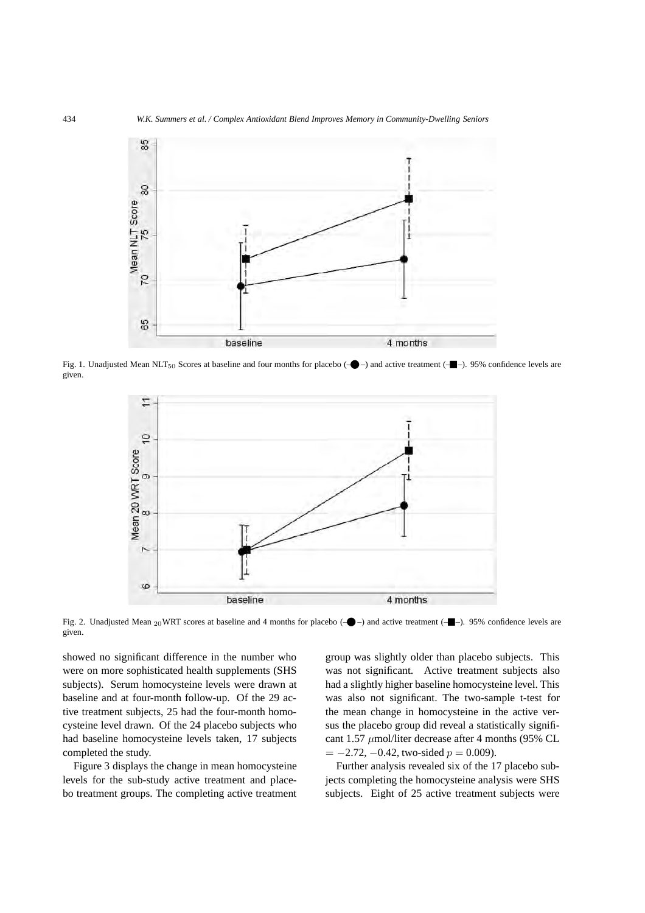Fig. 1. Unadjusted Mean $NLT_{50}$ Scores at baseline and four months for placebo (–●–) and active treatment (–■–). 95% confidence levels are given.

Fig. 2. Unadjusted Mean ${}_{20}$WRT scores at baseline and 4 months for placebo (–●–) and active treatment (–■–). 95% confidence levels are given.

showed no significant difference in the number who were on more sophisticated health supplements (SHS subjects). Serum homocysteine levels were drawn at baseline and at four-month follow-up. Of the 29 active treatment subjects, 25 had the four-month homocysteine level drawn. Of the 24 placebo subjects who had baseline homocysteine levels taken, 17 subjects completed the study.

Figure 3 displays the change in mean homocysteine levels for the sub-study active treatment and placebo treatment groups. The completing active treatment group was slightly older than placebo subjects. This was not significant. Active treatment subjects also had a slightly higher baseline homocysteine level. This was also not significant. The two-sample t-test for the mean change in homocysteine in the active versus the placebo group did reveal a statistically significant 1.57 $\mu$mol/liter decrease after 4 months (95% CL $= -2.72, -0.42$, two-sided $p = 0.009$).

Further analysis revealed six of the 17 placebo subjects completing the homocysteine analysis were SHS subjects. Eight of 25 active treatment subjects were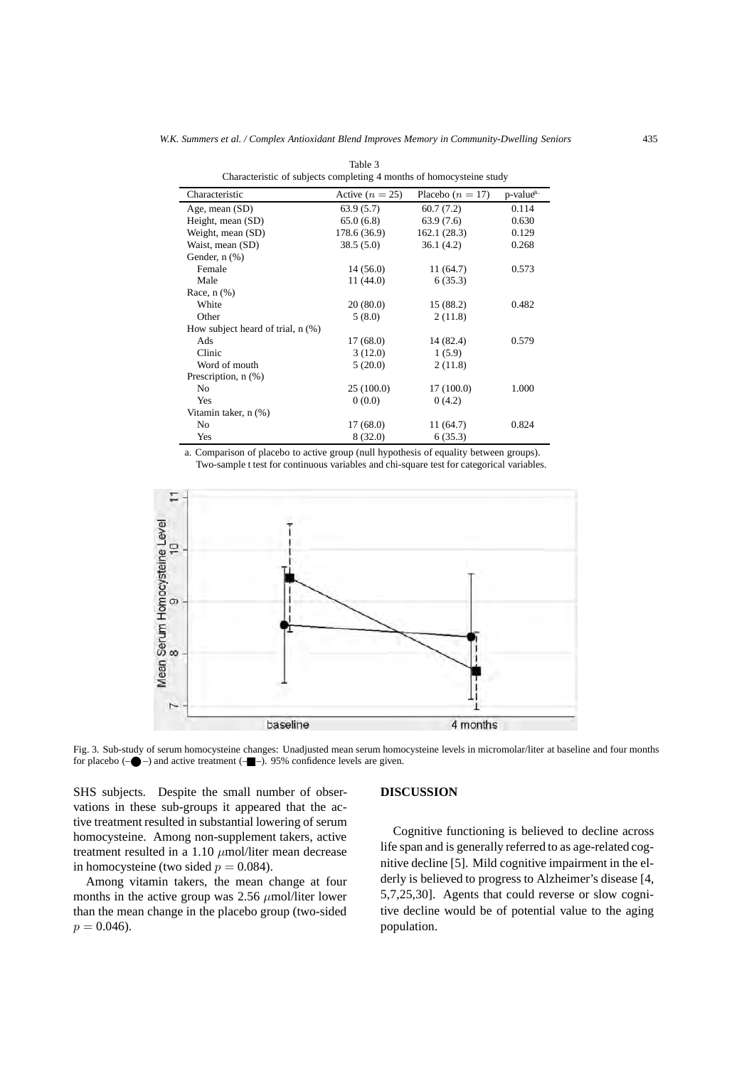Table 3
Characteristic of subjects completing 4 months of homocysteine study

| Characteristic | Active ($n = 25$) | Placebo ($n = 17$) | p-value[a] |
|---|---|---|---|
| Age, mean (SD) | 63.9 (5.7) | 60.7 (7.2) | 0.114 |
| Height, mean (SD) | 65.0 (6.8) | 63.9 (7.6) | 0.630 |
| Weight, mean (SD) | 178.6 (36.9) | 162.1 (28.3) | 0.129 |
| Waist, mean (SD) | 38.5 (5.0) | 36.1 (4.2) | 0.268 |
| Gender, n (%) | | | |
| Female | 14 (56.0) | 11 (64.7) | 0.573 |
| Male | 11 (44.0) | 6 (35.3) | |
| Race, n (%) | | | |
| White | 20 (80.0) | 15 (88.2) | 0.482 |
| Other | 5 (8.0) | 2 (11.8) | |
| How subject heard of trial, n (%) | | | |
| Ads | 17 (68.0) | 14 (82.4) | 0.579 |
| Clinic | 3 (12.0) | 1 (5.9) | |
| Word of mouth | 5 (20.0) | 2 (11.8) | |
| Prescription, n (%) | | | |
| No | 25 (100.0) | 17 (100.0) | 1.000 |
| Yes | 0 (0.0) | 0 (4.2) | |
| Vitamin taker, n (%) | | | |
| No | 17 (68.0) | 11 (64.7) | 0.824 |
| Yes | 8 (32.0) | 6 (35.3) | |

a. Comparison of placebo to active group (null hypothesis of equality between groups). Two-sample t test for continuous variables and chi-square test for categorical variables.

Fig. 3. Sub-study of serum homocysteine changes: Unadjusted mean serum homocysteine levels in micromolar/liter at baseline and four months for placebo (–●–) and active treatment (–■–). 95% confidence levels are given.

SHS subjects. Despite the small number of observations in these sub-groups it appeared that the active treatment resulted in substantial lowering of serum homocysteine. Among non-supplement takers, active treatment resulted in a 1.10 $\mu$mol/liter mean decrease in homocysteine (two sided $p = 0.084$).

Among vitamin takers, the mean change at four months in the active group was 2.56 $\mu$mol/liter lower than the mean change in the placebo group (two-sided $p = 0.046$).

## DISCUSSION

Cognitive functioning is believed to decline across life span and is generally referred to as age-related cognitive decline [5]. Mild cognitive impairment in the elderly is believed to progress to Alzheimer's disease [4, 5,7,25,30]. Agents that could reverse or slow cognitive decline would be of potential value to the aging population.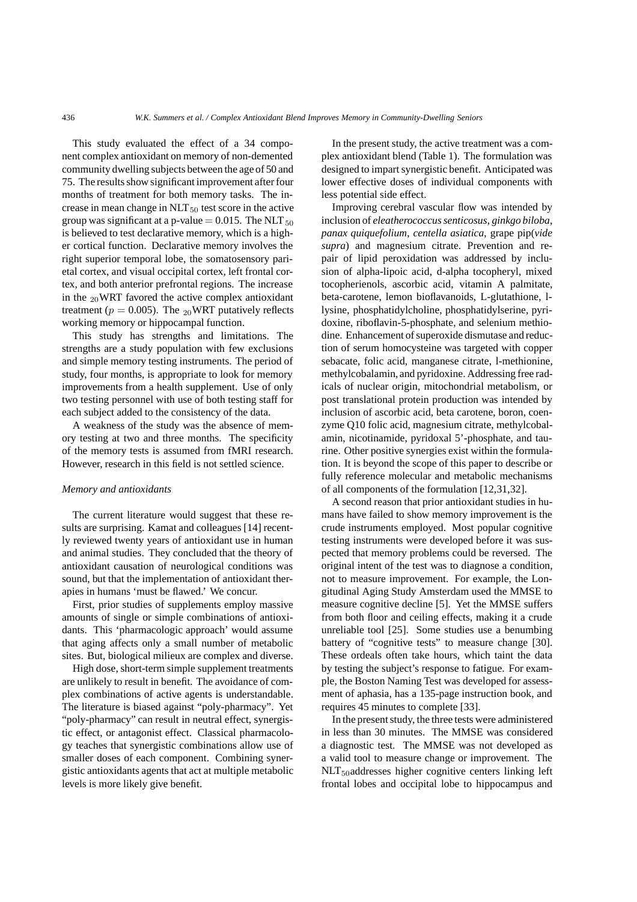This study evaluated the effect of a 34 component complex antioxidant on memory of non-demented community dwelling subjects between the age of 50 and 75. The results show significant improvement after four months of treatment for both memory tasks. The increase in mean change in $NLT_{50}$ test score in the active group was significant at a p-value $= 0.015$. The $NLT_{50}$ is believed to test declarative memory, which is a higher cortical function. Declarative memory involves the right superior temporal lobe, the somatosensory parietal cortex, and visual occipital cortex, left frontal cortex, and both anterior prefrontal regions. The increase in the $_{20}$WRT favored the active complex antioxidant treatment ($p = 0.005$). The $_{20}$WRT putatively reflects working memory or hippocampal function.

This study has strengths and limitations. The strengths are a study population with few exclusions and simple memory testing instruments. The period of study, four months, is appropriate to look for memory improvements from a health supplement. Use of only two testing personnel with use of both testing staff for each subject added to the consistency of the data.

A weakness of the study was the absence of memory testing at two and three months. The specificity of the memory tests is assumed from fMRI research. However, research in this field is not settled science.

### *Memory and antioxidants*

The current literature would suggest that these results are surprising. Kamat and colleagues [14] recently reviewed twenty years of antioxidant use in human and animal studies. They concluded that the theory of antioxidant causation of neurological conditions was sound, but that the implementation of antioxidant therapies in humans 'must be flawed.' We concur.

First, prior studies of supplements employ massive amounts of single or simple combinations of antioxidants. This 'pharmacologic approach' would assume that aging affects only a small number of metabolic sites. But, biological milieux are complex and diverse.

High dose, short-term simple supplement treatments are unlikely to result in benefit. The avoidance of complex combinations of active agents is understandable. The literature is biased against "poly-pharmacy". Yet "poly-pharmacy" can result in neutral effect, synergistic effect, or antagonist effect. Classical pharmacology teaches that synergistic combinations allow use of smaller doses of each component. Combining synergistic antioxidants agents that act at multiple metabolic levels is more likely give benefit.

In the present study, the active treatment was a complex antioxidant blend (Table 1). The formulation was designed to impart synergistic benefit. Anticipated was lower effective doses of individual components with less potential side effect.

Improving cerebral vascular flow was intended by inclusion of *eleatherococcus senticosus*, *ginkgo biloba*, *panax quiquefolium*, *centella asiatica*, grape pip(*vide supra*) and magnesium citrate. Prevention and repair of lipid peroxidation was addressed by inclusion of alpha-lipoic acid, d-alpha tocopheryl, mixed tocopherienols, ascorbic acid, vitamin A palmitate, beta-carotene, lemon bioflavanoids, L-glutathione, l-lysine, phosphatidylcholine, phosphatidylserine, pyridoxine, riboflavin-5-phosphate, and selenium methiodine. Enhancement of superoxide dismutase and reduction of serum homocysteine was targeted with copper sebacate, folic acid, manganese citrate, l-methionine, methylcobalamin, and pyridoxine. Addressing free radicals of nuclear origin, mitochondrial metabolism, or post translational protein production was intended by inclusion of ascorbic acid, beta carotene, boron, coenzyme Q10 folic acid, magnesium citrate, methylcobalamin, nicotinamide, pyridoxal 5'-phosphate, and taurine. Other positive synergies exist within the formulation. It is beyond the scope of this paper to describe or fully reference molecular and metabolic mechanisms of all components of the formulation [12,31,32].

A second reason that prior antioxidant studies in humans have failed to show memory improvement is the crude instruments employed. Most popular cognitive testing instruments were developed before it was suspected that memory problems could be reversed. The original intent of the test was to diagnose a condition, not to measure improvement. For example, the Longitudinal Aging Study Amsterdam used the MMSE to measure cognitive decline [5]. Yet the MMSE suffers from both floor and ceiling effects, making it a crude unreliable tool [25]. Some studies use a benumbing battery of "cognitive tests" to measure change [30]. These ordeals often take hours, which taint the data by testing the subject's response to fatigue. For example, the Boston Naming Test was developed for assessment of aphasia, has a 135-page instruction book, and requires 45 minutes to complete [33].

In the present study, the three tests were administered in less than 30 minutes. The MMSE was considered a diagnostic test. The MMSE was not developed as a valid tool to measure change or improvement. The $NLT_{50}$addresses higher cognitive centers linking left frontal lobes and occipital lobe to hippocampus and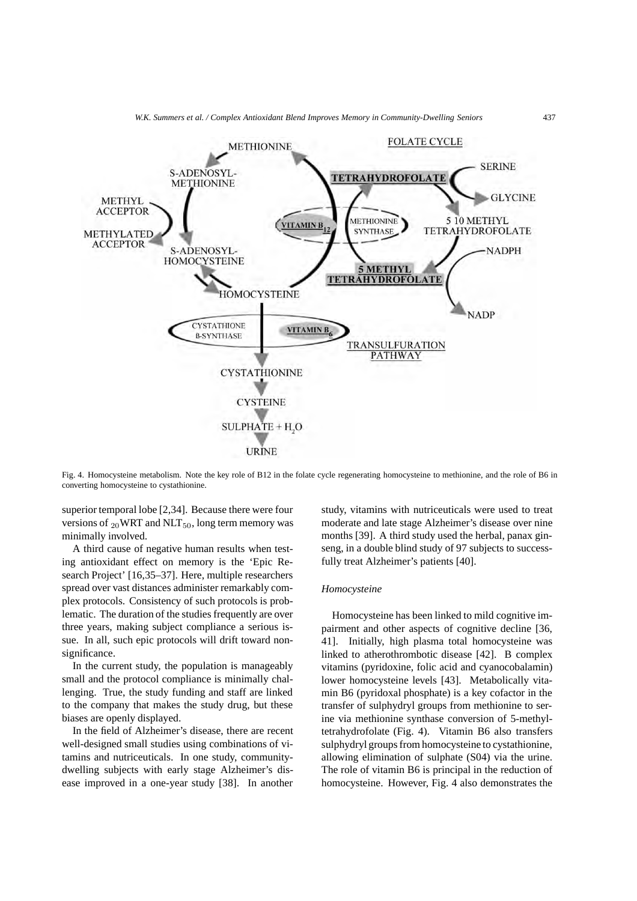Fig. 4. Homocysteine metabolism. Note the key role of B12 in the folate cycle regenerating homocysteine to methionine, and the role of B6 in converting homocysteine to cystathionine.

superior temporal lobe [2,34]. Because there were four versions of $_{20}$WRT and NLT$_{50}$, long term memory was minimally involved.

A third cause of negative human results when testing antioxidant effect on memory is the 'Epic Research Project' [16,35–37]. Here, multiple researchers spread over vast distances administer remarkably complex protocols. Consistency of such protocols is problematic. The duration of the studies frequently are over three years, making subject compliance a serious issue. In all, such epic protocols will drift toward nonsignificance.

In the current study, the population is manageably small and the protocol compliance is minimally challenging. True, the study funding and staff are linked to the company that makes the study drug, but these biases are openly displayed.

In the field of Alzheimer's disease, there are recent well-designed small studies using combinations of vitamins and nutriceuticals. In one study, community-dwelling subjects with early stage Alzheimer's disease improved in a one-year study [38]. In another study, vitamins with nutriceuticals were used to treat moderate and late stage Alzheimer's disease over nine months [39]. A third study used the herbal, panax ginseng, in a double blind study of 97 subjects to successfully treat Alzheimer's patients [40].

### *Homocysteine*

Homocysteine has been linked to mild cognitive impairment and other aspects of cognitive decline [36, 41]. Initially, high plasma total homocysteine was linked to atherothrombotic disease [42]. B complex vitamins (pyridoxine, folic acid and cyanocobalamin) lower homocysteine levels [43]. Metabolically vitamin B6 (pyridoxal phosphate) is a key cofactor in the transfer of sulphydryl groups from methionine to serine via methionine synthase conversion of 5-methyltetrahydrofolate (Fig. 4). Vitamin B6 also transfers sulphydryl groups from homocysteine to cystathionine, allowing elimination of sulphate (S04) via the urine. The role of vitamin B6 is principal in the reduction of homocysteine. However, Fig. 4 also demonstrates the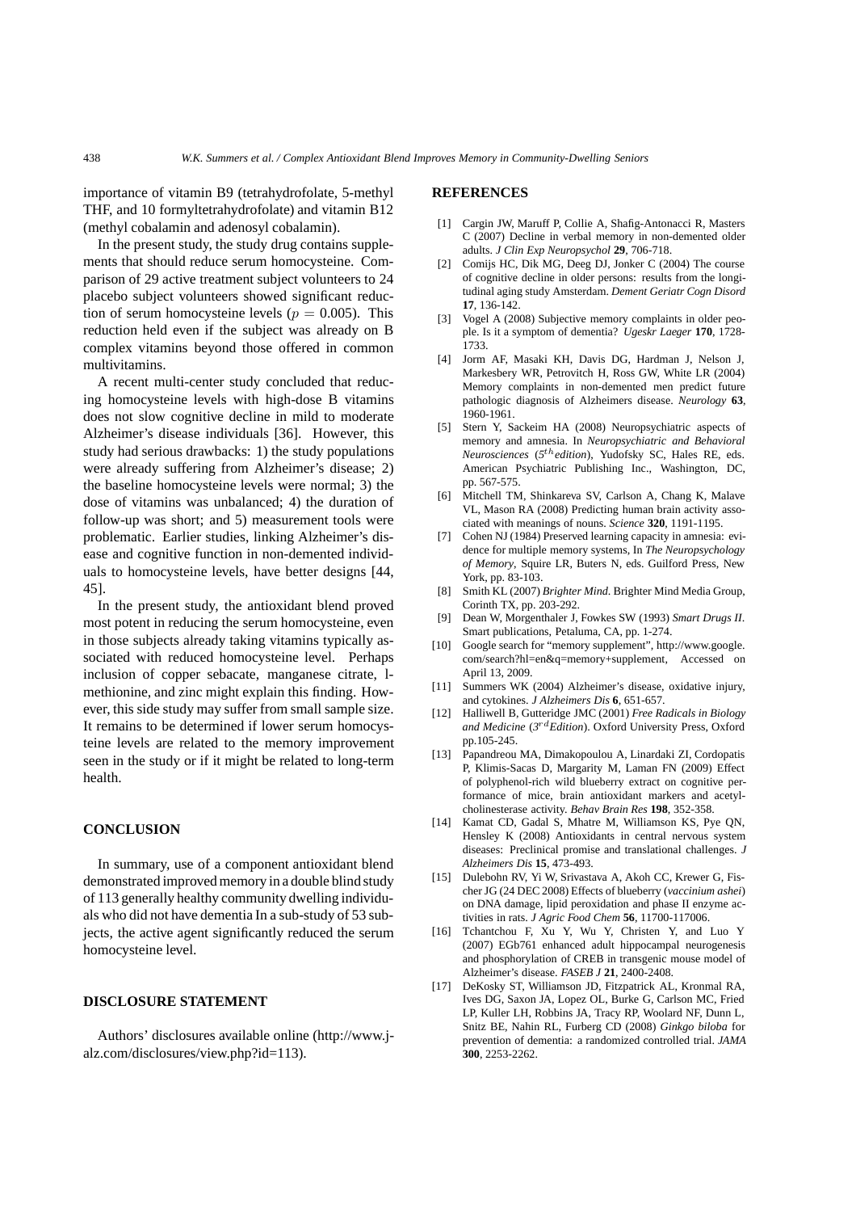importance of vitamin B9 (tetrahydrofolate, 5-methyl THF, and 10 formyltetrahydrofolate) and vitamin B12 (methyl cobalamin and adenosyl cobalamin).

In the present study, the study drug contains supplements that should reduce serum homocysteine. Comparison of 29 active treatment subject volunteers to 24 placebo subject volunteers showed significant reduction of serum homocysteine levels ($p = 0.005$). This reduction held even if the subject was already on B complex vitamins beyond those offered in common multivitamins.

A recent multi-center study concluded that reducing homocysteine levels with high-dose B vitamins does not slow cognitive decline in mild to moderate Alzheimer's disease individuals [36]. However, this study had serious drawbacks: 1) the study populations were already suffering from Alzheimer's disease; 2) the baseline homocysteine levels were normal; 3) the dose of vitamins was unbalanced; 4) the duration of follow-up was short; and 5) measurement tools were problematic. Earlier studies, linking Alzheimer's disease and cognitive function in non-demented individuals to homocysteine levels, have better designs [44, 45].

In the present study, the antioxidant blend proved most potent in reducing the serum homocysteine, even in those subjects already taking vitamins typically associated with reduced homocysteine level. Perhaps inclusion of copper sebacate, manganese citrate, l-methionine, and zinc might explain this finding. However, this side study may suffer from small sample size. It remains to be determined if lower serum homocysteine levels are related to the memory improvement seen in the study or if it might be related to long-term health.

## CONCLUSION

In summary, use of a component antioxidant blend demonstrated improved memory in a double blind study of 113 generally healthy community dwelling individuals who did not have dementia In a sub-study of 53 subjects, the active agent significantly reduced the serum homocysteine level.

## DISCLOSURE STATEMENT

Authors' disclosures available online (http://www.j-alz.com/disclosures/view.php?id=113).

## REFERENCES

[1] Cargin JW, Maruff P, Collie A, Shafig-Antonacci R, Masters C (2007) Decline in verbal memory in non-demented older adults. *J Clin Exp Neuropsychol* **29**, 706-718.

[2] Comijs HC, Dik MG, Deeg DJ, Jonker C (2004) The course of cognitive decline in older persons: results from the longitudinal aging study Amsterdam. *Dement Geriatr Cogn Disord* **17**, 136-142.

[3] Vogel A (2008) Subjective memory complaints in older people. Is it a symptom of dementia? *Ugeskr Laeger* **170**, 1728-1733.

[4] Jorm AF, Masaki KH, Davis DG, Hardman J, Nelson J, Markesbery WR, Petrovitch H, Ross GW, White LR (2004) Memory complaints in non-demented men predict future pathologic diagnosis of Alzheimers disease. *Neurology* **63**, 1960-1961.

[5] Stern Y, Sackeim HA (2008) Neuropsychiatric aspects of memory and amnesia. In *Neuropsychiatric and Behavioral Neurosciences* (*5th edition*), Yudofsky SC, Hales RE, eds. American Psychiatric Publishing Inc., Washington, DC, pp. 567-575.

[6] Mitchell TM, Shinkareva SV, Carlson A, Chang K, Malave VL, Mason RA (2008) Predicting human brain activity associated with meanings of nouns. *Science* **320**, 1191-1195.

[7] Cohen NJ (1984) Preserved learning capacity in amnesia: evidence for multiple memory systems, In *The Neuropsychology of Memory*, Squire LR, Buters N, eds. Guilford Press, New York, pp. 83-103.

[8] Smith KL (2007) *Brighter Mind*. Brighter Mind Media Group, Corinth TX, pp. 203-292.

[9] Dean W, Morgenthaler J, Fowkes SW (1993) *Smart Drugs II*. Smart publications, Petaluma, CA, pp. 1-274.

[10] Google search for "memory supplement", http://www.google.com/search?hl=en&q=memory+supplement, Accessed on April 13, 2009.

[11] Summers WK (2004) Alzheimer's disease, oxidative injury, and cytokines. *J Alzheimers Dis* **6**, 651-657.

[12] Halliwell B, Gutteridge JMC (2001) *Free Radicals in Biology and Medicine* (*3rd Edition*). Oxford University Press, Oxford pp.105-245.

[13] Papandreou MA, Dimakopoulou A, Linardaki ZI, Cordopatis P, Klimis-Sacas D, Margarity M, Laman FN (2009) Effect of polyphenol-rich wild blueberry extract on cognitive performance of mice, brain antioxidant markers and acetylcholinesterase activity. *Behav Brain Res* **198**, 352-358.

[14] Kamat CD, Gadal S, Mhatre M, Williamson KS, Pye QN, Hensley K (2008) Antioxidants in central nervous system diseases: Preclinical promise and translational challenges. *J Alzheimers Dis* **15**, 473-493.

[15] Dulebohn RV, Yi W, Srivastava A, Akoh CC, Krewer G, Fischer JG (24 DEC 2008) Effects of blueberry (*vaccinium ashei*) on DNA damage, lipid peroxidation and phase II enzyme activities in rats. *J Agric Food Chem* **56**, 11700-117006.

[16] Tchantchou F, Xu Y, Wu Y, Christen Y, and Luo Y (2007) EGb761 enhanced adult hippocampal neurogenesis and phosphorylation of CREB in transgenic mouse model of Alzheimer's disease. *FASEB J* **21**, 2400-2408.

[17] DeKosky ST, Williamson JD, Fitzpatrick AL, Kronmal RA, Ives DG, Saxon JA, Lopez OL, Burke G, Carlson MC, Fried LP, Kuller LH, Robbins JA, Tracy RP, Woolard NF, Dunn L, Snitz BE, Nahin RL, Furberg CD (2008) *Ginkgo biloba* for prevention of dementia: a randomized controlled trial. *JAMA* **300**, 2253-2262.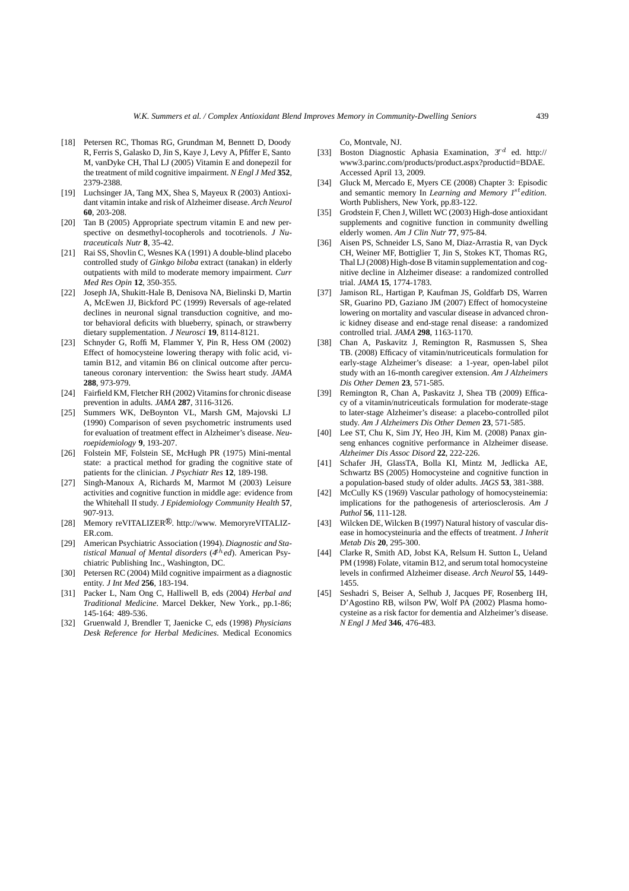[18] Petersen RC, Thomas RG, Grundman M, Bennett D, Doody R, Ferris S, Galasko D, Jin S, Kaye J, Levy A, Pfiffer E, Santo M, vanDyke CH, Thal LJ (2005) Vitamin E and donepezil for the treatment of mild cognitive impairment. *N Engl J Med* **352**, 2379-2388.

[19] Luchsinger JA, Tang MX, Shea S, Mayeux R (2003) Antioxidant vitamin intake and risk of Alzheimer disease. *Arch Neurol* **60**, 203-208.

[20] Tan B (2005) Appropriate spectrum vitamin E and new perspective on desmethyl-tocopherols and tocotrienols. *J Nutraceuticals Nutr* **8**, 35-42.

[21] Rai SS, Shovlin C, Wesnes KA (1991) A double-blind placebo controlled study of *Ginkgo biloba* extract (tanakan) in elderly outpatients with mild to moderate memory impairment. *Curr Med Res Opin* **12**, 350-355.

[22] Joseph JA, Shukitt-Hale B, Denisova NA, Bielinski D, Martin A, McEwen JJ, Bickford PC (1999) Reversals of age-related declines in neuronal signal transduction cognitive, and motor behavioral deficits with blueberry, spinach, or strawberry dietary supplementation. *J Neurosci* **19**, 8114-8121.

[23] Schnyder G, Roffi M, Flammer Y, Pin R, Hess OM (2002) Effect of homocysteine lowering therapy with folic acid, vitamin B12, and vitamin B6 on clinical outcome after percutaneous coronary intervention: the Swiss heart study. *JAMA* **288**, 973-979.

[24] Fairfield KM, Fletcher RH (2002) Vitamins for chronic disease prevention in adults. *JAMA* **287**, 3116-3126.

[25] Summers WK, DeBoynton VL, Marsh GM, Majovski LJ (1990) Comparison of seven psychometric instruments used for evaluation of treatment effect in Alzheimer's disease. *Neuroepidemiology* **9**, 193-207.

[26] Folstein MF, Folstein SE, McHugh PR (1975) Mini-mental state: a practical method for grading the cognitive state of patients for the clinician. *J Psychiatr Res* **12**, 189-198.

[27] Singh-Manoux A, Richards M, Marmot M (2003) Leisure activities and cognitive function in middle age: evidence from the Whitehall II study. *J Epidemiology Community Health* **57**, 907-913.

[28] Memory reVITALIZER®. http://www. MemoryreVITALIZER.com.

[29] American Psychiatric Association (1994). *Diagnostic and Statistical Manual of Mental disorders* (*4th ed*). American Psychiatric Publishing Inc., Washington, DC.

[30] Petersen RC (2004) Mild cognitive impairment as a diagnostic entity. *J Int Med* **256**, 183-194.

[31] Packer L, Nam Ong C, Halliwell B, eds (2004) *Herbal and Traditional Medicine*. Marcel Dekker, New York., pp.1-86; 145-164: 489-536.

[32] Gruenwald J, Brendler T, Jaenicke C, eds (1998) *Physicians Desk Reference for Herbal Medicines*. Medical Economics Co, Montvale, NJ.

[33] Boston Diagnostic Aphasia Examination, 3rd ed. http://www3.parinc.com/products/product.aspx?productid=BDAE. Accessed April 13, 2009.

[34] Gluck M, Mercado E, Myers CE (2008) Chapter 3: Episodic and semantic memory In *Learning and Memory 1st edition*. Worth Publishers, New York, pp.83-122.

[35] Grodstein F, Chen J, Willett WC (2003) High-dose antioxidant supplements and cognitive function in community dwelling elderly women. *Am J Clin Nutr* **77**, 975-84.

[36] Aisen PS, Schneider LS, Sano M, Diaz-Arrastia R, van Dyck CH, Weiner MF, Bottiglier T, Jin S, Stokes KT, Thomas RG, Thal LJ (2008) High-dose B vitamin supplementation and cognitive decline in Alzheimer disease: a randomized controlled trial. *JAMA* **15**, 1774-1783.

[37] Jamison RL, Hartigan P, Kaufman JS, Goldfarb DS, Warren SR, Guarino PD, Gaziano JM (2007) Effect of homocysteine lowering on mortality and vascular disease in advanced chronic kidney disease and end-stage renal disease: a randomized controlled trial. *JAMA* **298**, 1163-1170.

[38] Chan A, Paskavitz J, Remington R, Rasmussen S, Shea TB. (2008) Efficacy of vitamin/nutriceuticals formulation for early-stage Alzheimer's disease: a 1-year, open-label pilot study with an 16-month caregiver extension. *Am J Alzheimers Dis Other Demen* **23**, 571-585.

[39] Remington R, Chan A, Paskavitz J, Shea TB (2009) Efficacy of a vitamin/nutriceuticals formulation for moderate-stage to later-stage Alzheimer's disease: a placebo-controlled pilot study. *Am J Alzheimers Dis Other Demen* **23**, 571-585.

[40] Lee ST, Chu K, Sim JY, Heo JH, Kim M. (2008) Panax ginseng enhances cognitive performance in Alzheimer disease. *Alzheimer Dis Assoc Disord* **22**, 222-226.

[41] Schafer JH, GlassTA, Bolla KI, Mintz M, Jedlicka AE, Schwartz BS (2005) Homocysteine and cognitive function in a population-based study of older adults. *JAGS* **53**, 381-388.

[42] McCully KS (1969) Vascular pathology of homocysteinemia: implications for the pathogenesis of arteriosclerosis. *Am J Pathol* **56**, 111-128.

[43] Wilcken DE, Wilcken B (1997) Natural history of vascular disease in homocysteinuria and the effects of treatment. *J Inherit Metab Dis* **20**, 295-300.

[44] Clarke R, Smith AD, Jobst KA, Relsum H. Sutton L, Ueland PM (1998) Folate, vitamin B12, and serum total homocysteine levels in confirmed Alzheimer disease. *Arch Neurol* **55**, 1449-1455.

[45] Seshadri S, Beiser A, Selhub J, Jacques PF, Rosenberg IH, D'Agostino RB, wilson PW, Wolf PA (2002) Plasma homocysteine as a risk factor for dementia and Alzheimer's disease. *N Engl J Med* **346**, 476-483.